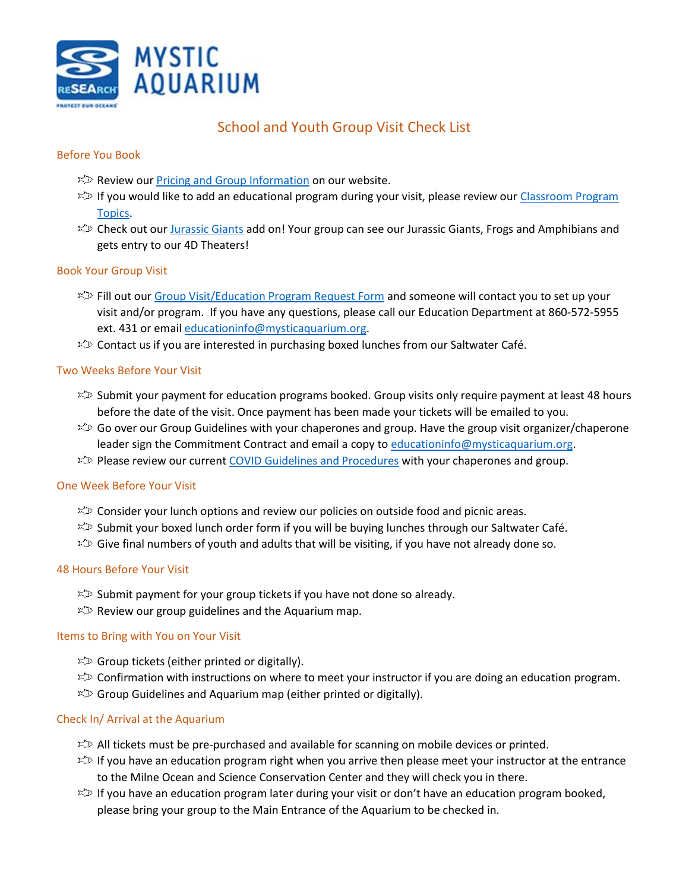# School and Youth Group Visit Check List

## Before You Book

- Review our [Pricing and Group Information](#) on our website.
- If you would like to add an educational program during your visit, please review our [Classroom Program Topics](#).
- Check out our [Jurassic Giants](#) add on! Your group can see our Jurassic Giants, Frogs and Amphibians and gets entry to our 4D Theaters!

## Book Your Group Visit

- Fill out our [Group Visit/Education Program Request Form](#) and someone will contact you to set up your visit and/or program. If you have any questions, please call our Education Department at 860-572-5955 ext. 431 or email [educationinfo@mysticaquarium.org](mailto:educationinfo@mysticaquarium.org).
- Contact us if you are interested in purchasing boxed lunches from our Saltwater Café.

## Two Weeks Before Your Visit

- Submit your payment for education programs booked. Group visits only require payment at least 48 hours before the date of the visit. Once payment has been made your tickets will be emailed to you.
- Go over our Group Guidelines with your chaperones and group. Have the group visit organizer/chaperone leader sign the Commitment Contract and email a copy to [educationinfo@mysticaquarium.org](mailto:educationinfo@mysticaquarium.org).
- Please review our current [COVID Guidelines and Procedures](#) with your chaperones and group.

## One Week Before Your Visit

- Consider your lunch options and review our policies on outside food and picnic areas.
- Submit your boxed lunch order form if you will be buying lunches through our Saltwater Café.
- Give final numbers of youth and adults that will be visiting, if you have not already done so.

## 48 Hours Before Your Visit

- Submit payment for your group tickets if you have not done so already.
- Review our group guidelines and the Aquarium map.

## Items to Bring with You on Your Visit

- Group tickets (either printed or digitally).
- Confirmation with instructions on where to meet your instructor if you are doing an education program.
- Group Guidelines and Aquarium map (either printed or digitally).

## Check In/ Arrival at the Aquarium

- All tickets must be pre-purchased and available for scanning on mobile devices or printed.
- If you have an education program right when you arrive then please meet your instructor at the entrance to the Milne Ocean and Science Conservation Center and they will check you in there.
- If you have an education program later during your visit or don't have an education program booked, please bring your group to the Main Entrance of the Aquarium to be checked in.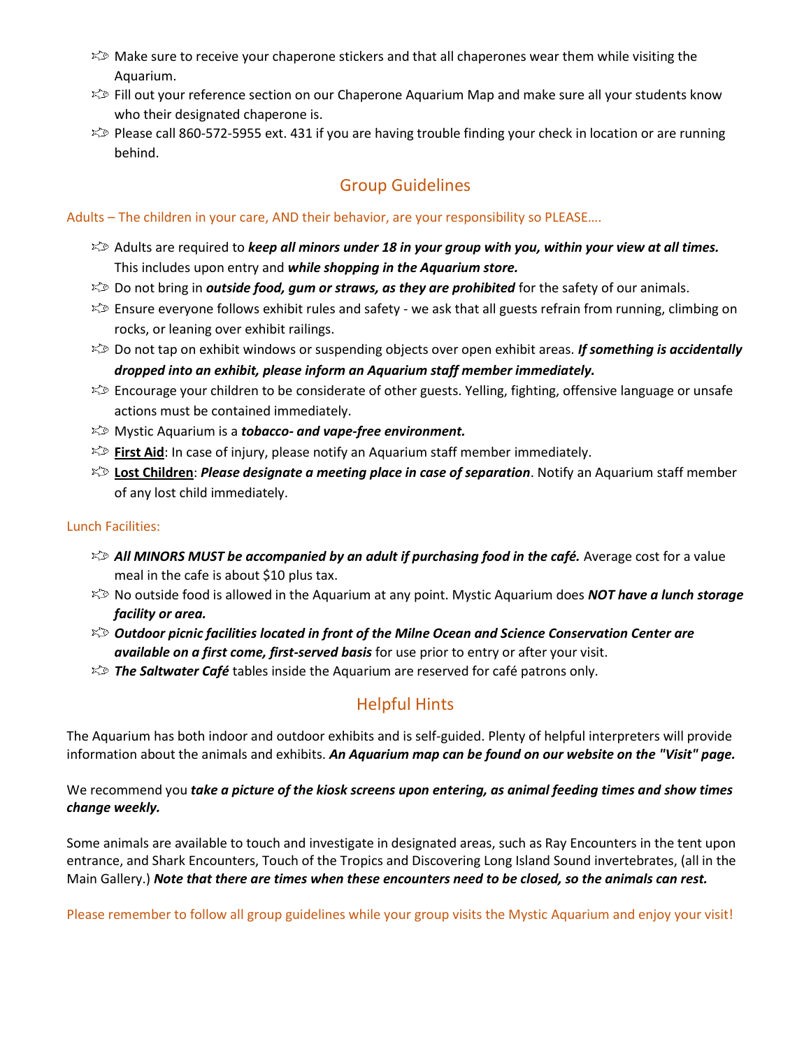- Make sure to receive your chaperone stickers and that all chaperones wear them while visiting the Aquarium.
- Fill out your reference section on our Chaperone Aquarium Map and make sure all your students know who their designated chaperone is.
- Please call 860-572-5955 ext. 431 if you are having trouble finding your check in location or are running behind.

## Group Guidelines

Adults – The children in your care, AND their behavior, are your responsibility so PLEASE….

- Adults are required to ***keep all minors under 18 in your group with you, within your view at all times.*** This includes upon entry and ***while shopping in the Aquarium store.***
- Do not bring in ***outside food, gum or straws, as they are prohibited*** for the safety of our animals.
- Ensure everyone follows exhibit rules and safety - we ask that all guests refrain from running, climbing on rocks, or leaning over exhibit railings.
- Do not tap on exhibit windows or suspending objects over open exhibit areas. ***If something is accidentally dropped into an exhibit, please inform an Aquarium staff member immediately.***
- Encourage your children to be considerate of other guests. Yelling, fighting, offensive language or unsafe actions must be contained immediately.
- Mystic Aquarium is a ***tobacco- and vape-free environment.***
- **First Aid**: In case of injury, please notify an Aquarium staff member immediately.
- **Lost Children**: ***Please designate a meeting place in case of separation***. Notify an Aquarium staff member of any lost child immediately.

Lunch Facilities:

- ***All MINORS MUST be accompanied by an adult if purchasing food in the café.*** Average cost for a value meal in the cafe is about $10 plus tax.
- No outside food is allowed in the Aquarium at any point. Mystic Aquarium does ***NOT have a lunch storage facility or area.***
- ***Outdoor picnic facilities located in front of the Milne Ocean and Science Conservation Center are available on a first come, first-served basis*** for use prior to entry or after your visit.
- ***The Saltwater Café*** tables inside the Aquarium are reserved for café patrons only.

## Helpful Hints

The Aquarium has both indoor and outdoor exhibits and is self-guided. Plenty of helpful interpreters will provide information about the animals and exhibits. ***An Aquarium map can be found on our website on the "Visit" page.***

We recommend you ***take a picture of the kiosk screens upon entering, as animal feeding times and show times change weekly.***

Some animals are available to touch and investigate in designated areas, such as Ray Encounters in the tent upon entrance, and Shark Encounters, Touch of the Tropics and Discovering Long Island Sound invertebrates, (all in the Main Gallery.) ***Note that there are times when these encounters need to be closed, so the animals can rest.***

Please remember to follow all group guidelines while your group visits the Mystic Aquarium and enjoy your visit!